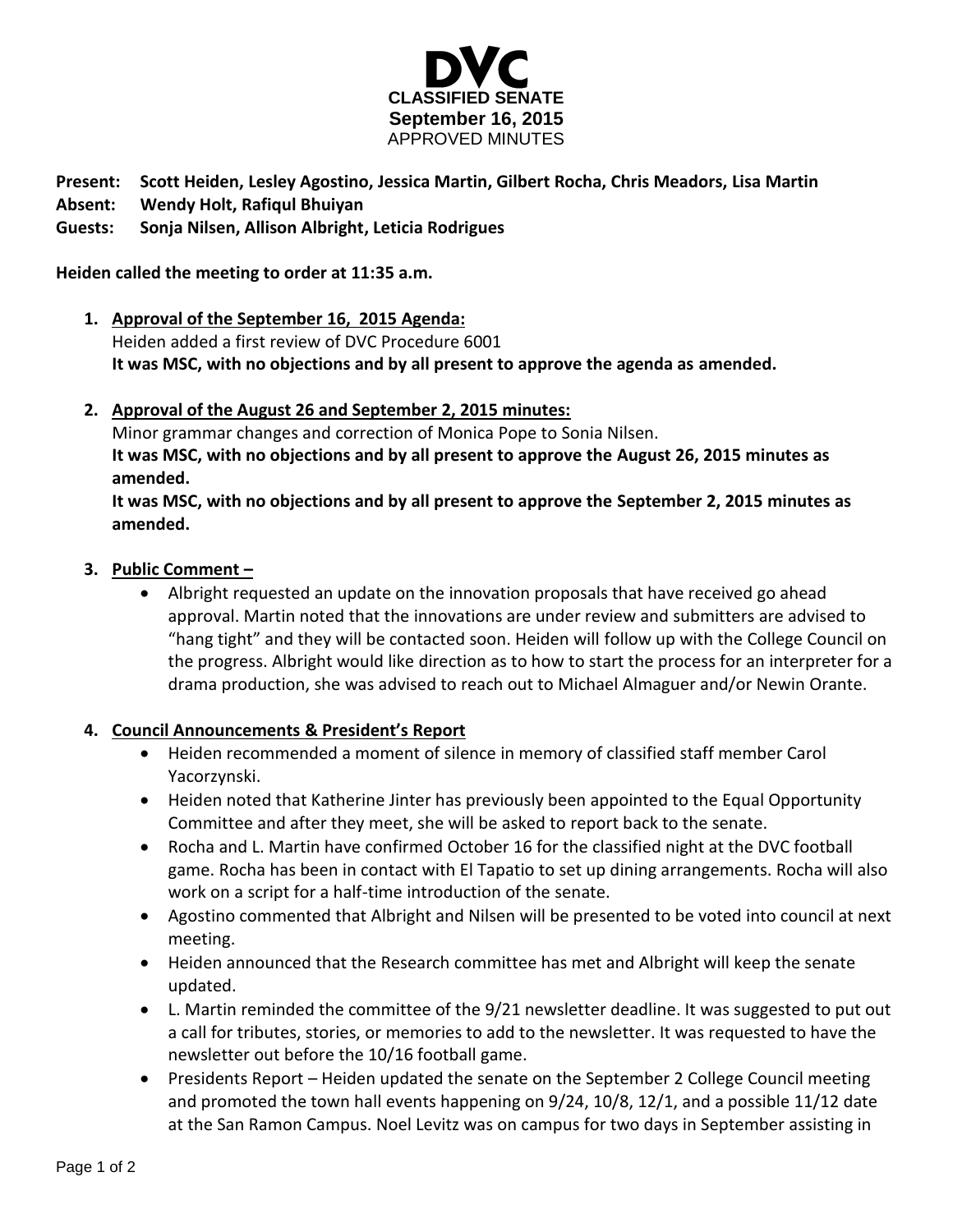# DVC

**CLASSIFIED SENATE**
**September 16, 2015**
APPROVED MINUTES

**Present:** **Scott Heiden, Lesley Agostino, Jessica Martin, Gilbert Rocha, Chris Meadors, Lisa Martin**
**Absent:** **Wendy Holt, Rafiqul Bhuiyan**
**Guests:** **Sonja Nilsen, Allison Albright, Leticia Rodrigues**

**Heiden called the meeting to order at 11:35 a.m.**

1. **Approval of the September 16, 2015 Agenda:**
   Heiden added a first review of DVC Procedure 6001
   **It was MSC, with no objections and by all present to approve the agenda as amended.**

2. **Approval of the August 26 and September 2, 2015 minutes:**
   Minor grammar changes and correction of Monica Pope to Sonia Nilsen.
   **It was MSC, with no objections and by all present to approve the August 26, 2015 minutes as amended.**
   **It was MSC, with no objections and by all present to approve the September 2, 2015 minutes as amended.**

3. **Public Comment –**
   - Albright requested an update on the innovation proposals that have received go ahead approval. Martin noted that the innovations are under review and submitters are advised to "hang tight" and they will be contacted soon. Heiden will follow up with the College Council on the progress. Albright would like direction as to how to start the process for an interpreter for a drama production, she was advised to reach out to Michael Almaguer and/or Newin Orante.

4. **Council Announcements & President's Report**
   - Heiden recommended a moment of silence in memory of classified staff member Carol Yacorzynski.
   - Heiden noted that Katherine Jinter has previously been appointed to the Equal Opportunity Committee and after they meet, she will be asked to report back to the senate.
   - Rocha and L. Martin have confirmed October 16 for the classified night at the DVC football game. Rocha has been in contact with El Tapatio to set up dining arrangements. Rocha will also work on a script for a half-time introduction of the senate.
   - Agostino commented that Albright and Nilsen will be presented to be voted into council at next meeting.
   - Heiden announced that the Research committee has met and Albright will keep the senate updated.
   - L. Martin reminded the committee of the 9/21 newsletter deadline. It was suggested to put out a call for tributes, stories, or memories to add to the newsletter. It was requested to have the newsletter out before the 10/16 football game.
   - Presidents Report – Heiden updated the senate on the September 2 College Council meeting and promoted the town hall events happening on 9/24, 10/8, 12/1, and a possible 11/12 date at the San Ramon Campus. Noel Levitz was on campus for two days in September assisting in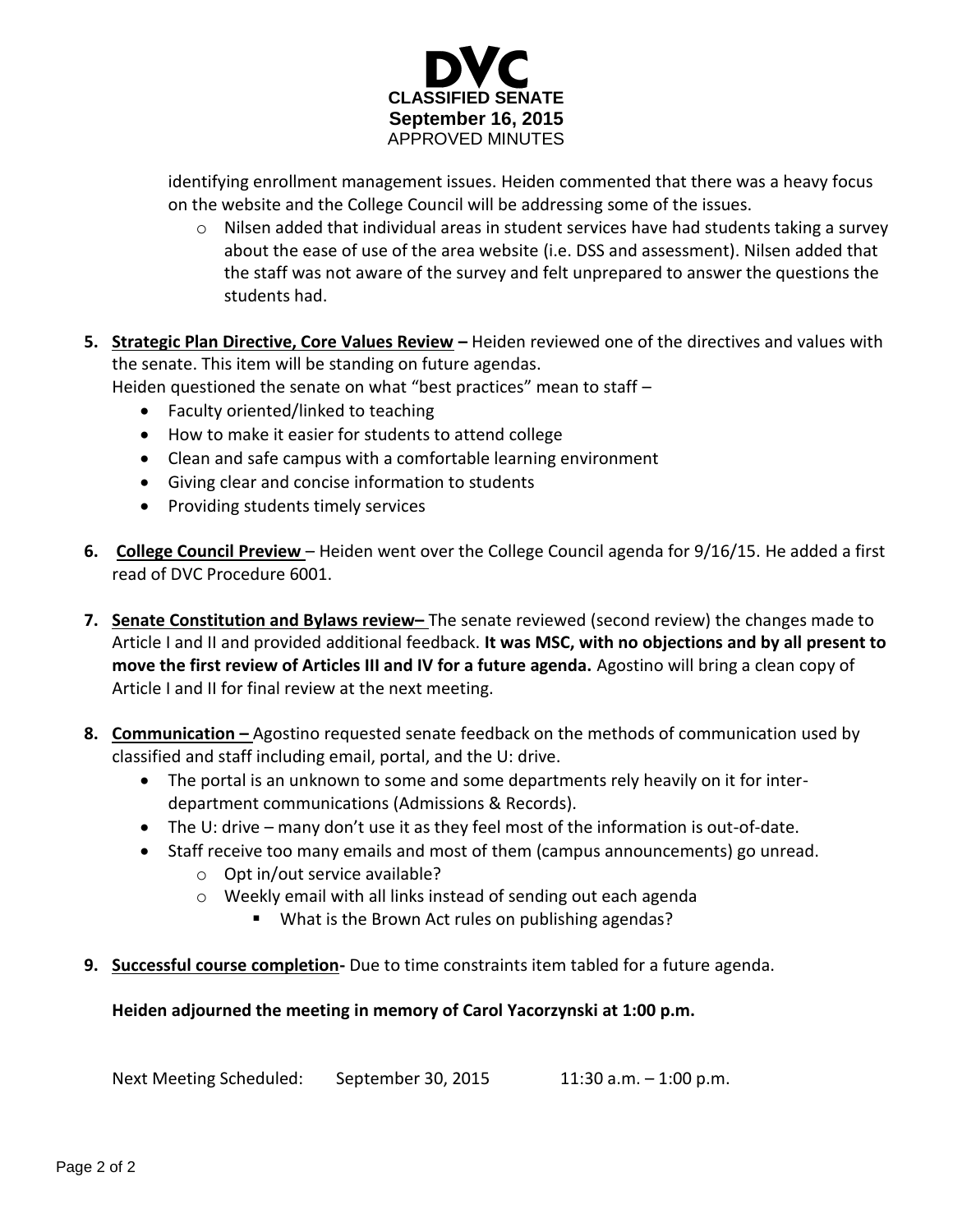identifying enrollment management issues. Heiden commented that there was a heavy focus on the website and the College Council will be addressing some of the issues.

   - Nilsen added that individual areas in student services have had students taking a survey about the ease of use of the area website (i.e. DSS and assessment). Nilsen added that the staff was not aware of the survey and felt unprepared to answer the questions the students had.

5. **Strategic Plan Directive, Core Values Review –** Heiden reviewed one of the directives and values with the senate. This item will be standing on future agendas.
   Heiden questioned the senate on what "best practices" mean to staff –
   - Faculty oriented/linked to teaching
   - How to make it easier for students to attend college
   - Clean and safe campus with a comfortable learning environment
   - Giving clear and concise information to students
   - Providing students timely services

6. **College Council Preview** – Heiden went over the College Council agenda for 9/16/15. He added a first read of DVC Procedure 6001.

7. **Senate Constitution and Bylaws review–** The senate reviewed (second review) the changes made to Article I and II and provided additional feedback. **It was MSC, with no objections and by all present to move the first review of Articles III and IV for a future agenda.** Agostino will bring a clean copy of Article I and II for final review at the next meeting.

8. **Communication –** Agostino requested senate feedback on the methods of communication used by classified and staff including email, portal, and the U: drive.
   - The portal is an unknown to some and some departments rely heavily on it for inter-department communications (Admissions & Records).
   - The U: drive – many don't use it as they feel most of the information is out-of-date.
   - Staff receive too many emails and most of them (campus announcements) go unread.
     - Opt in/out service available?
     - Weekly email with all links instead of sending out each agenda
       - What is the Brown Act rules on publishing agendas?

9. **Successful course completion-** Due to time constraints item tabled for a future agenda.

**Heiden adjourned the meeting in memory of Carol Yacorzynski at 1:00 p.m.**

Next Meeting Scheduled: September 30, 2015 11:30 a.m. – 1:00 p.m.